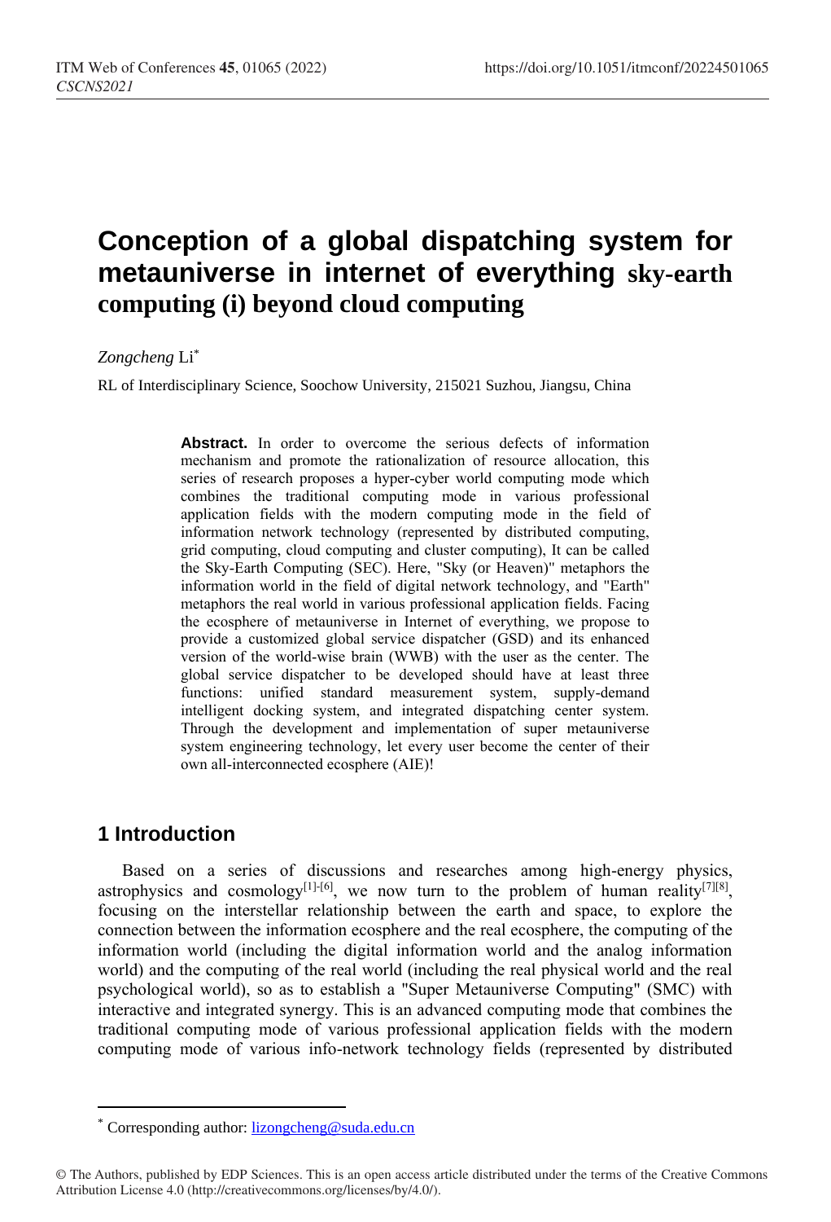# Conception of a global dispatching system for metauniverse in internet of everything sky-earth computing (i) beyond cloud computing

*Zongcheng* Li*

RL of Interdisciplinary Science, Soochow University, 215021 Suzhou, Jiangsu, China

**Abstract.** In order to overcome the serious defects of information mechanism and promote the rationalization of resource allocation, this series of research proposes a hyper-cyber world computing mode which combines the traditional computing mode in various professional application fields with the modern computing mode in the field of information network technology (represented by distributed computing, grid computing, cloud computing and cluster computing), It can be called the Sky-Earth Computing (SEC). Here, "Sky (or Heaven)" metaphors the information world in the field of digital network technology, and "Earth" metaphors the real world in various professional application fields. Facing the ecosphere of metauniverse in Internet of everything, we propose to provide a customized global service dispatcher (GSD) and its enhanced version of the world-wise brain (WWB) with the user as the center. The global service dispatcher to be developed should have at least three functions: unified standard measurement system, supply-demand intelligent docking system, and integrated dispatching center system. Through the development and implementation of super metauniverse system engineering technology, let every user become the center of their own all-interconnected ecosphere (AIE)!

## 1 Introduction

Based on a series of discussions and researches among high-energy physics, astrophysics and cosmology[1]-[6], we now turn to the problem of human reality[7][8], focusing on the interstellar relationship between the earth and space, to explore the connection between the information ecosphere and the real ecosphere, the computing of the information world (including the digital information world and the analog information world) and the computing of the real world (including the real physical world and the real psychological world), so as to establish a "Super Metauniverse Computing" (SMC) with interactive and integrated synergy. This is an advanced computing mode that combines the traditional computing mode of various professional application fields with the modern computing mode of various info-network technology fields (represented by distributed

* Corresponding author: lizongcheng@suda.edu.cn

© The Authors, published by EDP Sciences. This is an open access article distributed under the terms of the Creative Commons Attribution License 4.0 (http://creativecommons.org/licenses/by/4.0/).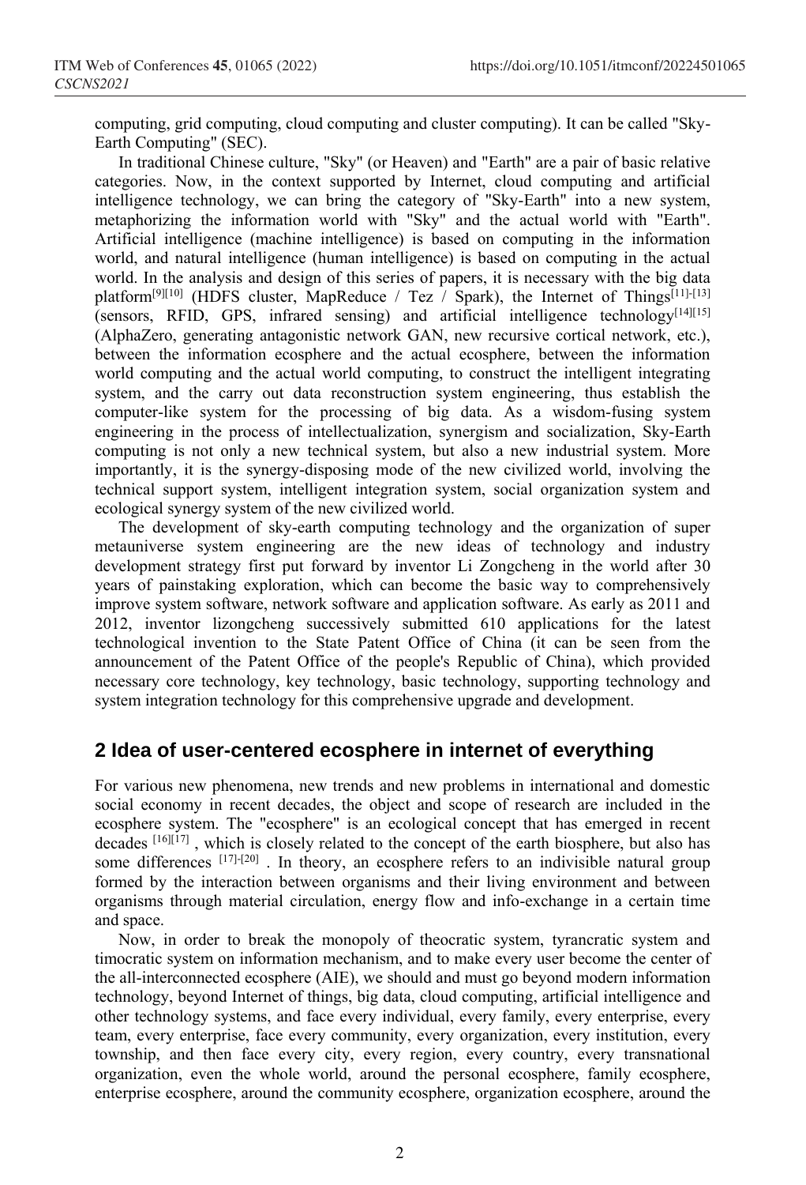computing, grid computing, cloud computing and cluster computing). It can be called "Sky-Earth Computing" (SEC).

In traditional Chinese culture, "Sky" (or Heaven) and "Earth" are a pair of basic relative categories. Now, in the context supported by Internet, cloud computing and artificial intelligence technology, we can bring the category of "Sky-Earth" into a new system, metaphorizing the information world with "Sky" and the actual world with "Earth". Artificial intelligence (machine intelligence) is based on computing in the information world, and natural intelligence (human intelligence) is based on computing in the actual world. In the analysis and design of this series of papers, it is necessary with the big data platform[9][10] (HDFS cluster, MapReduce / Tez / Spark), the Internet of Things[11]-[13] (sensors, RFID, GPS, infrared sensing) and artificial intelligence technology[14][15] (AlphaZero, generating antagonistic network GAN, new recursive cortical network, etc.), between the information ecosphere and the actual ecosphere, between the information world computing and the actual world computing, to construct the intelligent integrating system, and the carry out data reconstruction system engineering, thus establish the computer-like system for the processing of big data. As a wisdom-fusing system engineering in the process of intellectualization, synergism and socialization, Sky-Earth computing is not only a new technical system, but also a new industrial system. More importantly, it is the synergy-disposing mode of the new civilized world, involving the technical support system, intelligent integration system, social organization system and ecological synergy system of the new civilized world.

The development of sky-earth computing technology and the organization of super metauniverse system engineering are the new ideas of technology and industry development strategy first put forward by inventor Li Zongcheng in the world after 30 years of painstaking exploration, which can become the basic way to comprehensively improve system software, network software and application software. As early as 2011 and 2012, inventor lizongcheng successively submitted 610 applications for the latest technological invention to the State Patent Office of China (it can be seen from the announcement of the Patent Office of the people's Republic of China), which provided necessary core technology, key technology, basic technology, supporting technology and system integration technology for this comprehensive upgrade and development.

## 2 Idea of user-centered ecosphere in internet of everything

For various new phenomena, new trends and new problems in international and domestic social economy in recent decades, the object and scope of research are included in the ecosphere system. The "ecosphere" is an ecological concept that has emerged in recent decades [16][17] , which is closely related to the concept of the earth biosphere, but also has some differences [17]-[20] . In theory, an ecosphere refers to an indivisible natural group formed by the interaction between organisms and their living environment and between organisms through material circulation, energy flow and info-exchange in a certain time and space.

Now, in order to break the monopoly of theocratic system, tyrancratic system and timocratic system on information mechanism, and to make every user become the center of the all-interconnected ecosphere (AIE), we should and must go beyond modern information technology, beyond Internet of things, big data, cloud computing, artificial intelligence and other technology systems, and face every individual, every family, every enterprise, every team, every enterprise, face every community, every organization, every institution, every township, and then face every city, every region, every country, every transnational organization, even the whole world, around the personal ecosphere, family ecosphere, enterprise ecosphere, around the community ecosphere, organization ecosphere, around the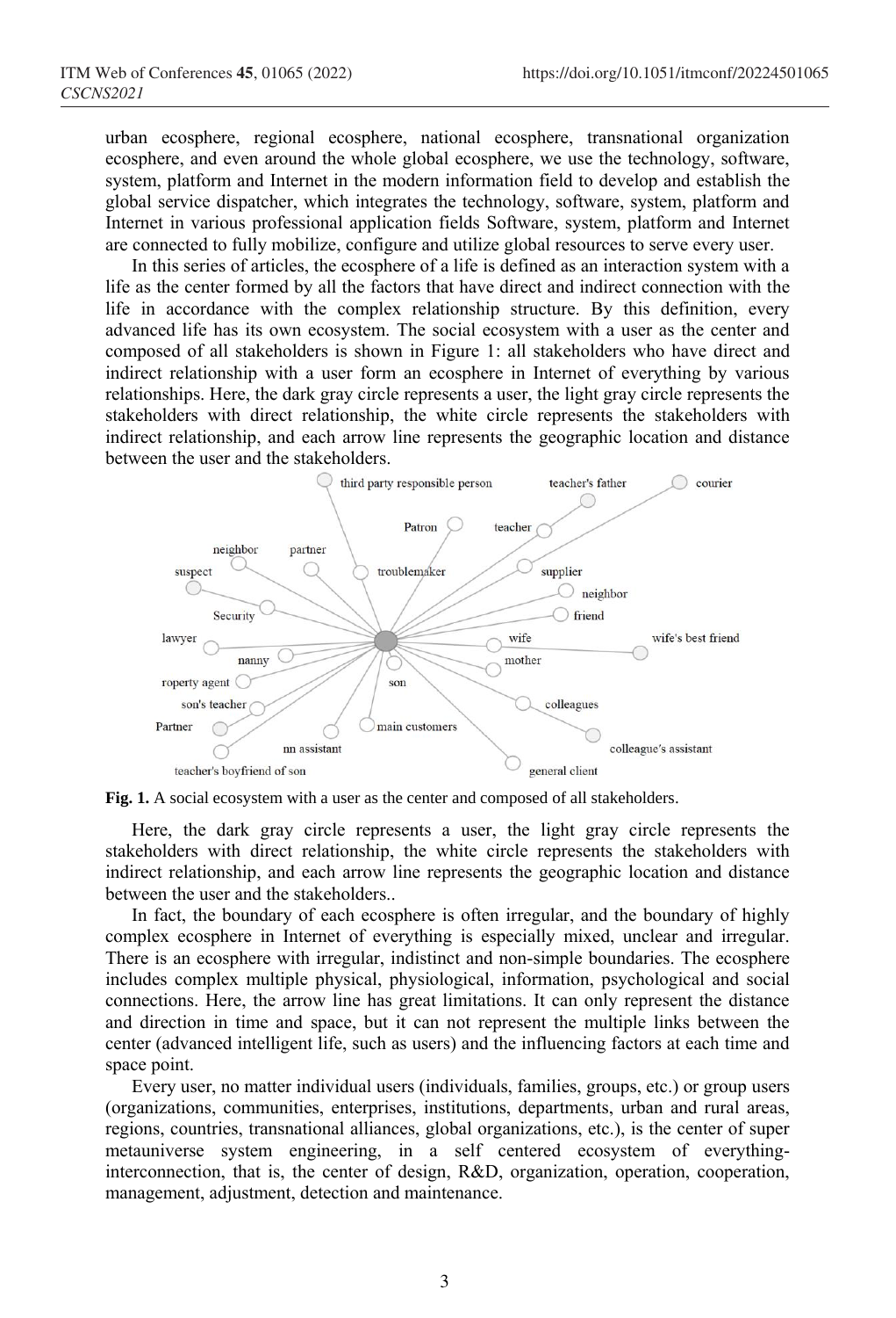urban ecosphere, regional ecosphere, national ecosphere, transnational organization ecosphere, and even around the whole global ecosphere, we use the technology, software, system, platform and Internet in the modern information field to develop and establish the global service dispatcher, which integrates the technology, software, system, platform and Internet in various professional application fields Software, system, platform and Internet are connected to fully mobilize, configure and utilize global resources to serve every user.

In this series of articles, the ecosphere of a life is defined as an interaction system with a life as the center formed by all the factors that have direct and indirect connection with the life in accordance with the complex relationship structure. By this definition, every advanced life has its own ecosystem. The social ecosystem with a user as the center and composed of all stakeholders is shown in Figure 1: all stakeholders who have direct and indirect relationship with a user form an ecosphere in Internet of everything by various relationships. Here, the dark gray circle represents a user, the light gray circle represents the stakeholders with direct relationship, the white circle represents the stakeholders with indirect relationship, and each arrow line represents the geographic location and distance between the user and the stakeholders.

**Fig. 1.** A social ecosystem with a user as the center and composed of all stakeholders.

Here, the dark gray circle represents a user, the light gray circle represents the stakeholders with direct relationship, the white circle represents the stakeholders with indirect relationship, and each arrow line represents the geographic location and distance between the user and the stakeholders..

In fact, the boundary of each ecosphere is often irregular, and the boundary of highly complex ecosphere in Internet of everything is especially mixed, unclear and irregular. There is an ecosphere with irregular, indistinct and non-simple boundaries. The ecosphere includes complex multiple physical, physiological, information, psychological and social connections. Here, the arrow line has great limitations. It can only represent the distance and direction in time and space, but it can not represent the multiple links between the center (advanced intelligent life, such as users) and the influencing factors at each time and space point.

Every user, no matter individual users (individuals, families, groups, etc.) or group users (organizations, communities, enterprises, institutions, departments, urban and rural areas, regions, countries, transnational alliances, global organizations, etc.), is the center of super metauniverse system engineering, in a self centered ecosystem of everything-interconnection, that is, the center of design, R&D, organization, operation, cooperation, management, adjustment, detection and maintenance.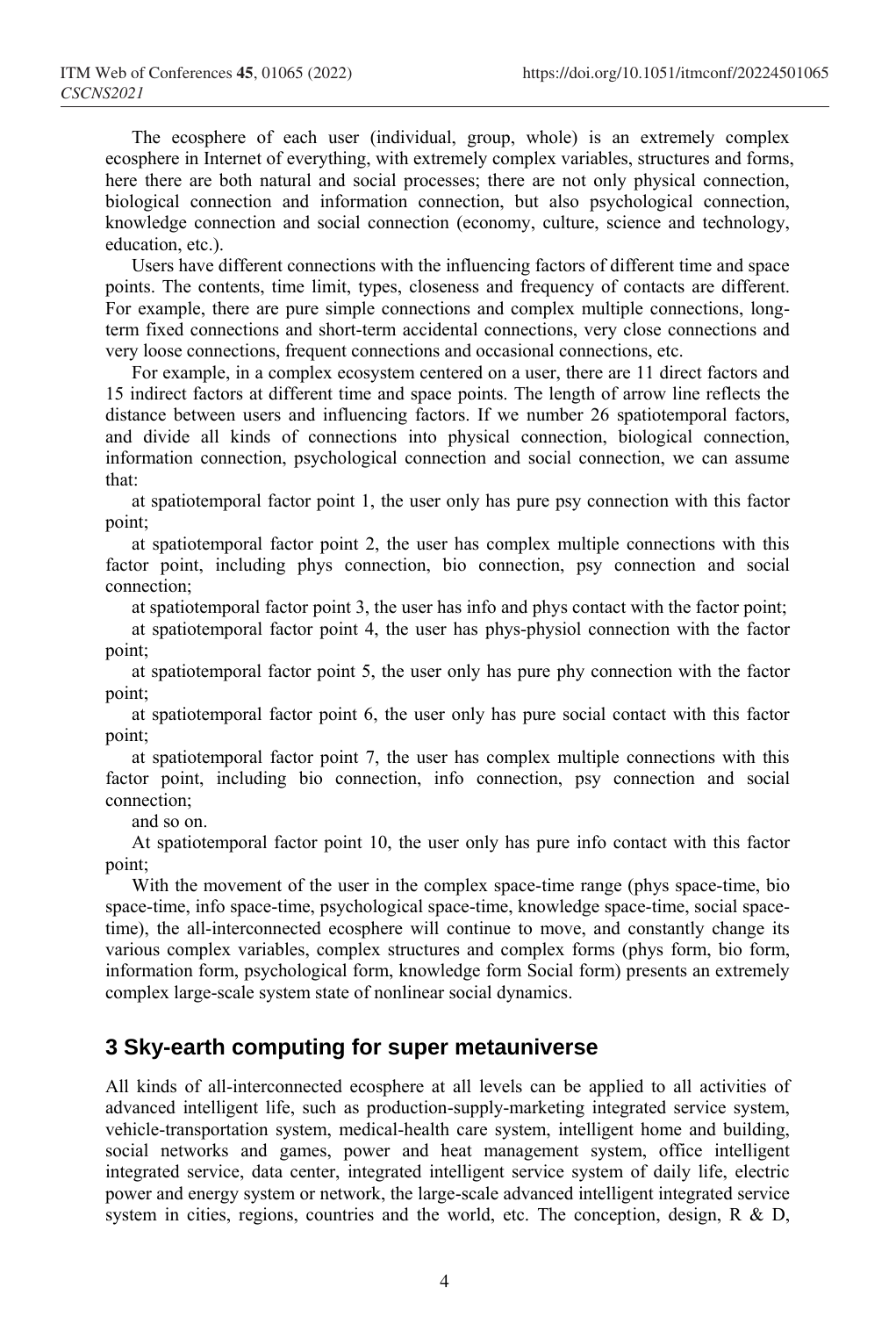The ecosphere of each user (individual, group, whole) is an extremely complex ecosphere in Internet of everything, with extremely complex variables, structures and forms, here there are both natural and social processes; there are not only physical connection, biological connection and information connection, but also psychological connection, knowledge connection and social connection (economy, culture, science and technology, education, etc.).

Users have different connections with the influencing factors of different time and space points. The contents, time limit, types, closeness and frequency of contacts are different. For example, there are pure simple connections and complex multiple connections, long-term fixed connections and short-term accidental connections, very close connections and very loose connections, frequent connections and occasional connections, etc.

For example, in a complex ecosystem centered on a user, there are 11 direct factors and 15 indirect factors at different time and space points. The length of arrow line reflects the distance between users and influencing factors. If we number 26 spatiotemporal factors, and divide all kinds of connections into physical connection, biological connection, information connection, psychological connection and social connection, we can assume that:

at spatiotemporal factor point 1, the user only has pure psy connection with this factor point;

at spatiotemporal factor point 2, the user has complex multiple connections with this factor point, including phys connection, bio connection, psy connection and social connection;

at spatiotemporal factor point 3, the user has info and phys contact with the factor point;

at spatiotemporal factor point 4, the user has phys-physiol connection with the factor point;

at spatiotemporal factor point 5, the user only has pure phy connection with the factor point;

at spatiotemporal factor point 6, the user only has pure social contact with this factor point;

at spatiotemporal factor point 7, the user has complex multiple connections with this factor point, including bio connection, info connection, psy connection and social connection;

and so on.

At spatiotemporal factor point 10, the user only has pure info contact with this factor point;

With the movement of the user in the complex space-time range (phys space-time, bio space-time, info space-time, psychological space-time, knowledge space-time, social space-time), the all-interconnected ecosphere will continue to move, and constantly change its various complex variables, complex structures and complex forms (phys form, bio form, information form, psychological form, knowledge form Social form) presents an extremely complex large-scale system state of nonlinear social dynamics.

## 3 Sky-earth computing for super metauniverse

All kinds of all-interconnected ecosphere at all levels can be applied to all activities of advanced intelligent life, such as production-supply-marketing integrated service system, vehicle-transportation system, medical-health care system, intelligent home and building, social networks and games, power and heat management system, office intelligent integrated service, data center, integrated intelligent service system of daily life, electric power and energy system or network, the large-scale advanced intelligent integrated service system in cities, regions, countries and the world, etc. The conception, design, R & D,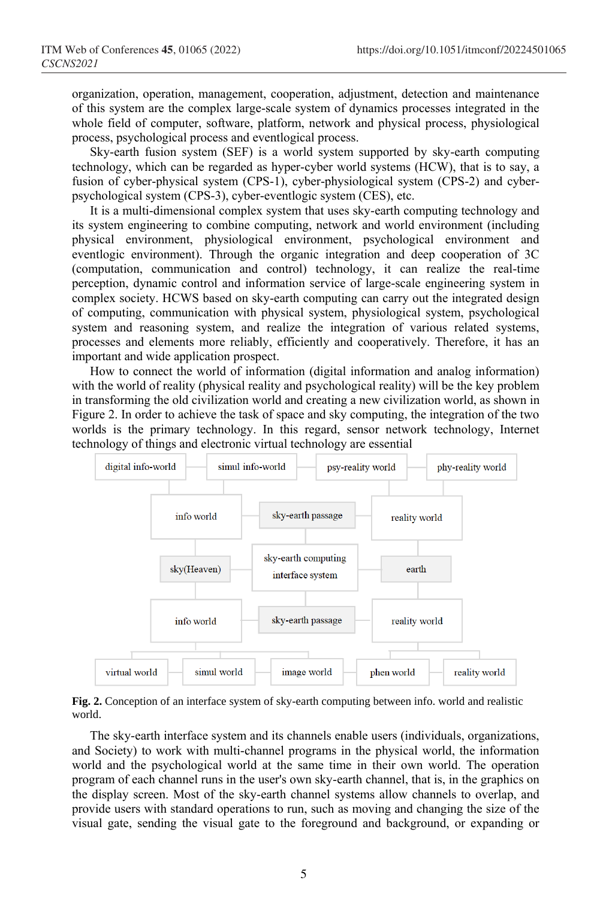organization, operation, management, cooperation, adjustment, detection and maintenance of this system are the complex large-scale system of dynamics processes integrated in the whole field of computer, software, platform, network and physical process, physiological process, psychological process and eventlogical process.

Sky-earth fusion system (SEF) is a world system supported by sky-earth computing technology, which can be regarded as hyper-cyber world systems (HCW), that is to say, a fusion of cyber-physical system (CPS-1), cyber-physiological system (CPS-2) and cyber-psychological system (CPS-3), cyber-eventlogic system (CES), etc.

It is a multi-dimensional complex system that uses sky-earth computing technology and its system engineering to combine computing, network and world environment (including physical environment, physiological environment, psychological environment and eventlogic environment). Through the organic integration and deep cooperation of 3C (computation, communication and control) technology, it can realize the real-time perception, dynamic control and information service of large-scale engineering system in complex society. HCWS based on sky-earth computing can carry out the integrated design of computing, communication with physical system, physiological system, psychological system and reasoning system, and realize the integration of various related systems, processes and elements more reliably, efficiently and cooperatively. Therefore, it has an important and wide application prospect.

How to connect the world of information (digital information and analog information) with the world of reality (physical reality and psychological reality) will be the key problem in transforming the old civilization world and creating a new civilization world, as shown in Figure 2. In order to achieve the task of space and sky computing, the integration of the two worlds is the primary technology. In this regard, sensor network technology, Internet technology of things and electronic virtual technology are essential

**Fig. 2.** Conception of an interface system of sky-earth computing between info. world and realistic world.

The sky-earth interface system and its channels enable users (individuals, organizations, and Society) to work with multi-channel programs in the physical world, the information world and the psychological world at the same time in their own world. The operation program of each channel runs in the user's own sky-earth channel, that is, in the graphics on the display screen. Most of the sky-earth channel systems allow channels to overlap, and provide users with standard operations to run, such as moving and changing the size of the visual gate, sending the visual gate to the foreground and background, or expanding or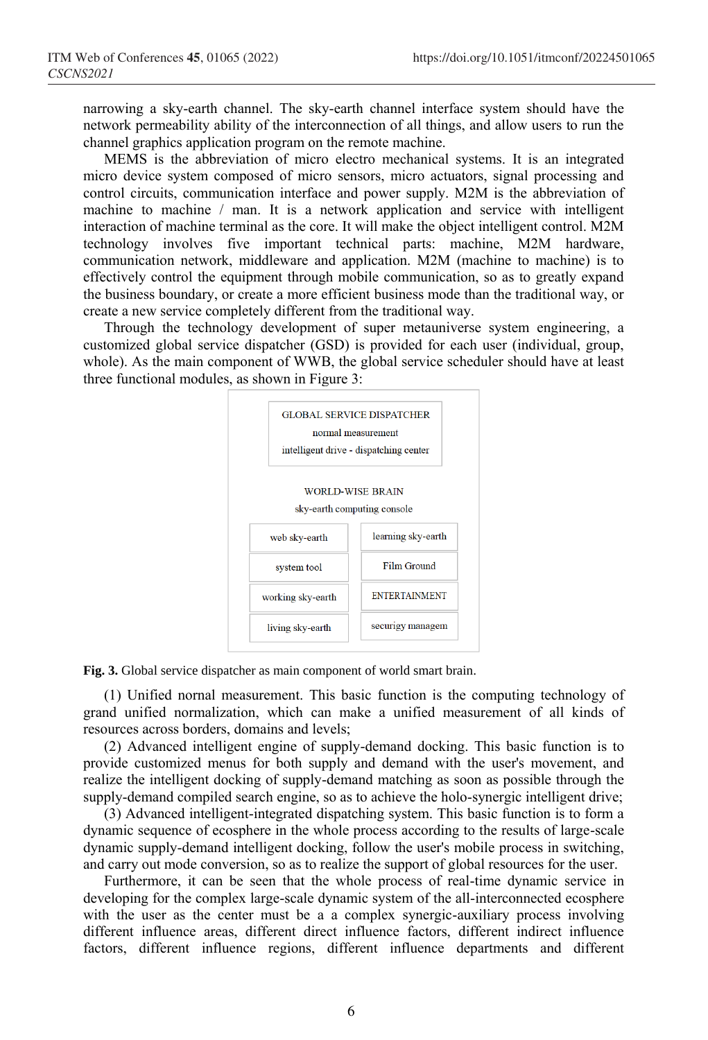narrowing a sky-earth channel. The sky-earth channel interface system should have the network permeability ability of the interconnection of all things, and allow users to run the channel graphics application program on the remote machine.

MEMS is the abbreviation of micro electro mechanical systems. It is an integrated micro device system composed of micro sensors, micro actuators, signal processing and control circuits, communication interface and power supply. M2M is the abbreviation of machine to machine / man. It is a network application and service with intelligent interaction of machine terminal as the core. It will make the object intelligent control. M2M technology involves five important technical parts: machine, M2M hardware, communication network, middleware and application. M2M (machine to machine) is to effectively control the equipment through mobile communication, so as to greatly expand the business boundary, or create a more efficient business mode than the traditional way, or create a new service completely different from the traditional way.

Through the technology development of super metauniverse system engineering, a customized global service dispatcher (GSD) is provided for each user (individual, group, whole). As the main component of WWB, the global service scheduler should have at least three functional modules, as shown in Figure 3:

GLOBAL SERVICE DISPATCHER
normal measurement
intelligent drive - dispatching center

WORLD-WISE BRAIN
sky-earth computing console

| web sky-earth | learning sky-earth |
| --- | --- |
| system tool | Film Ground |
| working sky-earth | ENTERTAINMENT |
| living sky-earth | securigy managem |

**Fig. 3.** Global service dispatcher as main component of world smart brain.

(1) Unified nornal measurement. This basic function is the computing technology of grand unified normalization, which can make a unified measurement of all kinds of resources across borders, domains and levels;

(2) Advanced intelligent engine of supply-demand docking. This basic function is to provide customized menus for both supply and demand with the user's movement, and realize the intelligent docking of supply-demand matching as soon as possible through the supply-demand compiled search engine, so as to achieve the holo-synergic intelligent drive;

(3) Advanced intelligent-integrated dispatching system. This basic function is to form a dynamic sequence of ecosphere in the whole process according to the results of large-scale dynamic supply-demand intelligent docking, follow the user's mobile process in switching, and carry out mode conversion, so as to realize the support of global resources for the user.

Furthermore, it can be seen that the whole process of real-time dynamic service in developing for the complex large-scale dynamic system of the all-interconnected ecosphere with the user as the center must be a a complex synergic-auxiliary process involving different influence areas, different direct influence factors, different indirect influence factors, different influence regions, different influence departments and different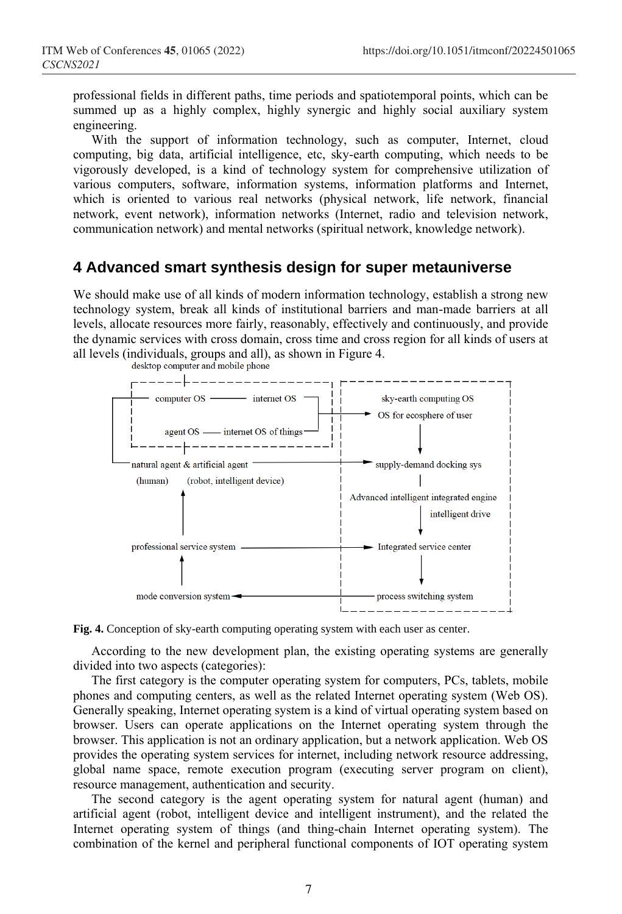professional fields in different paths, time periods and spatiotemporal points, which can be summed up as a highly complex, highly synergic and highly social auxiliary system engineering.

With the support of information technology, such as computer, Internet, cloud computing, big data, artificial intelligence, etc, sky-earth computing, which needs to be vigorously developed, is a kind of technology system for comprehensive utilization of various computers, software, information systems, information platforms and Internet, which is oriented to various real networks (physical network, life network, financial network, event network), information networks (Internet, radio and television network, communication network) and mental networks (spiritual network, knowledge network).

## 4 Advanced smart synthesis design for super metauniverse

We should make use of all kinds of modern information technology, establish a strong new technology system, break all kinds of institutional barriers and man-made barriers at all levels, allocate resources more fairly, reasonably, effectively and continuously, and provide the dynamic services with cross domain, cross time and cross region for all kinds of users at all levels (individuals, groups and all), as shown in Figure 4.

**Fig. 4.** Conception of sky-earth computing operating system with each user as center.

According to the new development plan, the existing operating systems are generally divided into two aspects (categories):

The first category is the computer operating system for computers, PCs, tablets, mobile phones and computing centers, as well as the related Internet operating system (Web OS). Generally speaking, Internet operating system is a kind of virtual operating system based on browser. Users can operate applications on the Internet operating system through the browser. This application is not an ordinary application, but a network application. Web OS provides the operating system services for internet, including network resource addressing, global name space, remote execution program (executing server program on client), resource management, authentication and security.

The second category is the agent operating system for natural agent (human) and artificial agent (robot, intelligent device and intelligent instrument), and the related the Internet operating system of things (and thing-chain Internet operating system). The combination of the kernel and peripheral functional components of IOT operating system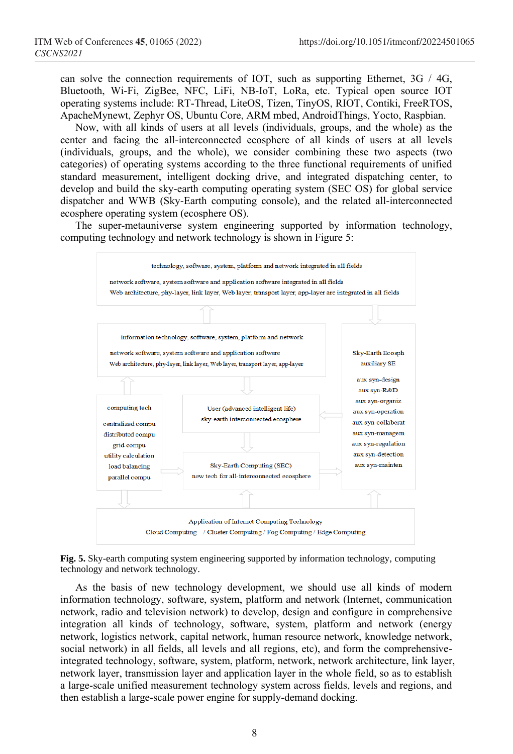can solve the connection requirements of IOT, such as supporting Ethernet, 3G / 4G, Bluetooth, Wi-Fi, ZigBee, NFC, LiFi, NB-IoT, LoRa, etc. Typical open source IOT operating systems include: RT-Thread, LiteOS, Tizen, TinyOS, RIOT, Contiki, FreeRTOS, ApacheMynewt, Zephyr OS, Ubuntu Core, ARM mbed, AndroidThings, Yocto, Raspbian.

Now, with all kinds of users at all levels (individuals, groups, and the whole) as the center and facing the all-interconnected ecosphere of all kinds of users at all levels (individuals, groups, and the whole), we consider combining these two aspects (two categories) of operating systems according to the three functional requirements of unified standard measurement, intelligent docking drive, and integrated dispatching center, to develop and build the sky-earth computing operating system (SEC OS) for global service dispatcher and WWB (Sky-Earth computing console), and the related all-interconnected ecosphere operating system (ecosphere OS).

The super-metauniverse system engineering supported by information technology, computing technology and network technology is shown in Figure 5:

technology, software, system, platform and network integrated in all fields

network software, system software and application software integrated in all fields
Web architecture, phy-layer, link layer, Web layer, transport layer, app-layer are integrated in all fields

information technology, software, system, platform and network

network software, system software and application software
Web architecture, phy-layer, link layer, Web layer, transport layer, app-layer

Sky-Earth Ecosph
auxiliary SE

aux syn-design
aux syn-R&D
aux syn-organiz
aux syn-operation
aux syn-collaberat
aux syn-managem
aux syn-regulation
aux syn-detection
aux syn-mainten

computing tech

centralized compu
distributed compu
grid compu
utility calculation
load balancing
parallel compu

User (advanced intelligent life)
sky-earth interconnected ecosphere

Sky-Earth Computing (SEC)
new tech for all-interconnected ecosphere

Application of Internet Computing Technology
Cloud Computing / Cluster Computing / Fog Computing / Edge Computing

**Fig. 5.** Sky-earth computing system engineering supported by information technology, computing technology and network technology.

As the basis of new technology development, we should use all kinds of modern information technology, software, system, platform and network (Internet, communication network, radio and television network) to develop, design and configure in comprehensive integration all kinds of technology, software, system, platform and network (energy network, logistics network, capital network, human resource network, knowledge network, social network) in all fields, all levels and all regions, etc), and form the comprehensive-integrated technology, software, system, platform, network, network architecture, link layer, network layer, transmission layer and application layer in the whole field, so as to establish a large-scale unified measurement technology system across fields, levels and regions, and then establish a large-scale power engine for supply-demand docking.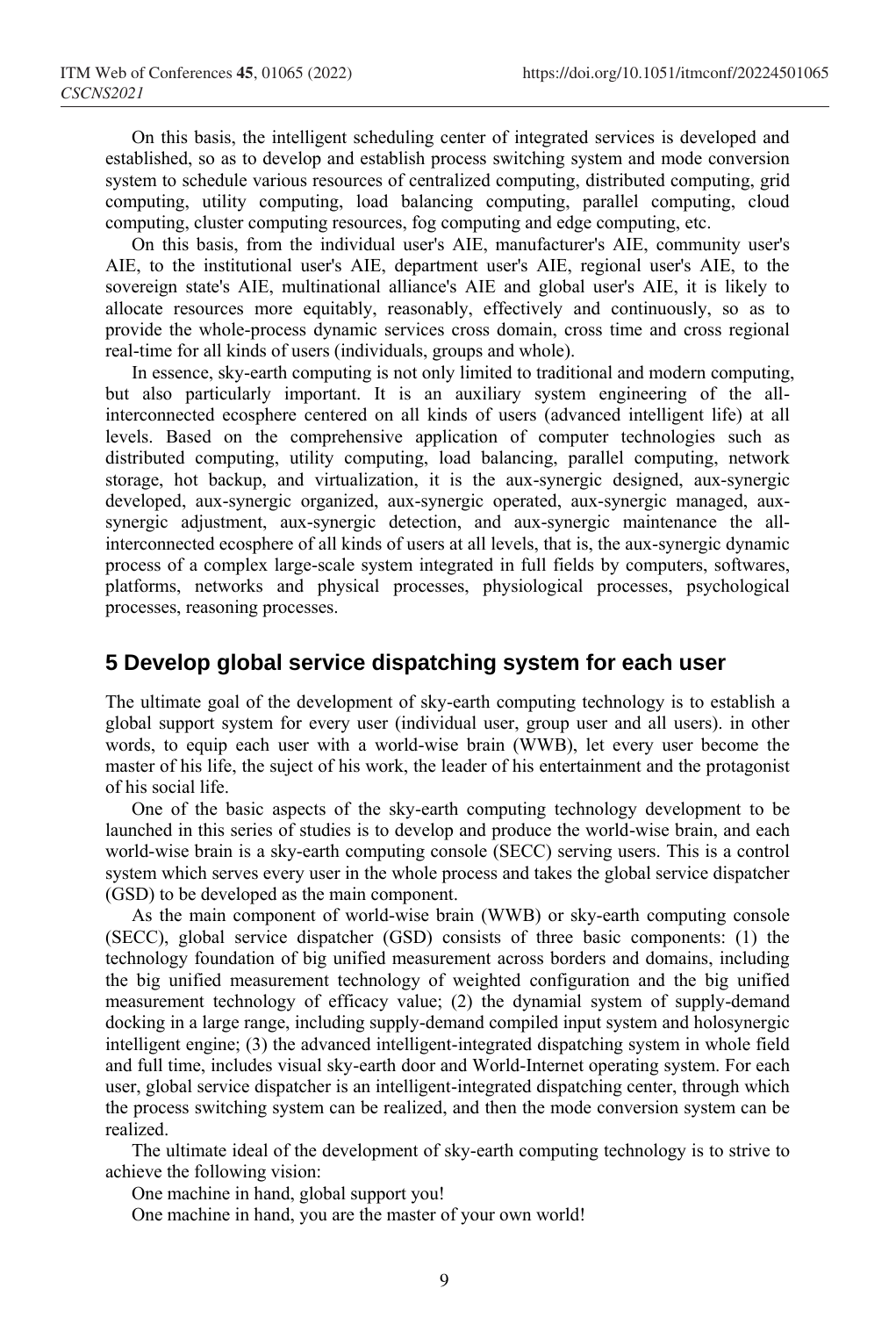On this basis, the intelligent scheduling center of integrated services is developed and established, so as to develop and establish process switching system and mode conversion system to schedule various resources of centralized computing, distributed computing, grid computing, utility computing, load balancing computing, parallel computing, cloud computing, cluster computing resources, fog computing and edge computing, etc.

On this basis, from the individual user's AIE, manufacturer's AIE, community user's AIE, to the institutional user's AIE, department user's AIE, regional user's AIE, to the sovereign state's AIE, multinational alliance's AIE and global user's AIE, it is likely to allocate resources more equitably, reasonably, effectively and continuously, so as to provide the whole-process dynamic services cross domain, cross time and cross regional real-time for all kinds of users (individuals, groups and whole).

In essence, sky-earth computing is not only limited to traditional and modern computing, but also particularly important. It is an auxiliary system engineering of the all-interconnected ecosphere centered on all kinds of users (advanced intelligent life) at all levels. Based on the comprehensive application of computer technologies such as distributed computing, utility computing, load balancing, parallel computing, network storage, hot backup, and virtualization, it is the aux-synergic designed, aux-synergic developed, aux-synergic organized, aux-synergic operated, aux-synergic managed, aux-synergic adjustment, aux-synergic detection, and aux-synergic maintenance the all-interconnected ecosphere of all kinds of users at all levels, that is, the aux-synergic dynamic process of a complex large-scale system integrated in full fields by computers, softwares, platforms, networks and physical processes, physiological processes, psychological processes, reasoning processes.

## 5 Develop global service dispatching system for each user

The ultimate goal of the development of sky-earth computing technology is to establish a global support system for every user (individual user, group user and all users). in other words, to equip each user with a world-wise brain (WWB), let every user become the master of his life, the suject of his work, the leader of his entertainment and the protagonist of his social life.

One of the basic aspects of the sky-earth computing technology development to be launched in this series of studies is to develop and produce the world-wise brain, and each world-wise brain is a sky-earth computing console (SECC) serving users. This is a control system which serves every user in the whole process and takes the global service dispatcher (GSD) to be developed as the main component.

As the main component of world-wise brain (WWB) or sky-earth computing console (SECC), global service dispatcher (GSD) consists of three basic components: (1) the technology foundation of big unified measurement across borders and domains, including the big unified measurement technology of weighted configuration and the big unified measurement technology of efficacy value; (2) the dynamial system of supply-demand docking in a large range, including supply-demand compiled input system and holosynergic intelligent engine; (3) the advanced intelligent-integrated dispatching system in whole field and full time, includes visual sky-earth door and World-Internet operating system. For each user, global service dispatcher is an intelligent-integrated dispatching center, through which the process switching system can be realized, and then the mode conversion system can be realized.

The ultimate ideal of the development of sky-earth computing technology is to strive to achieve the following vision:

One machine in hand, global support you!

One machine in hand, you are the master of your own world!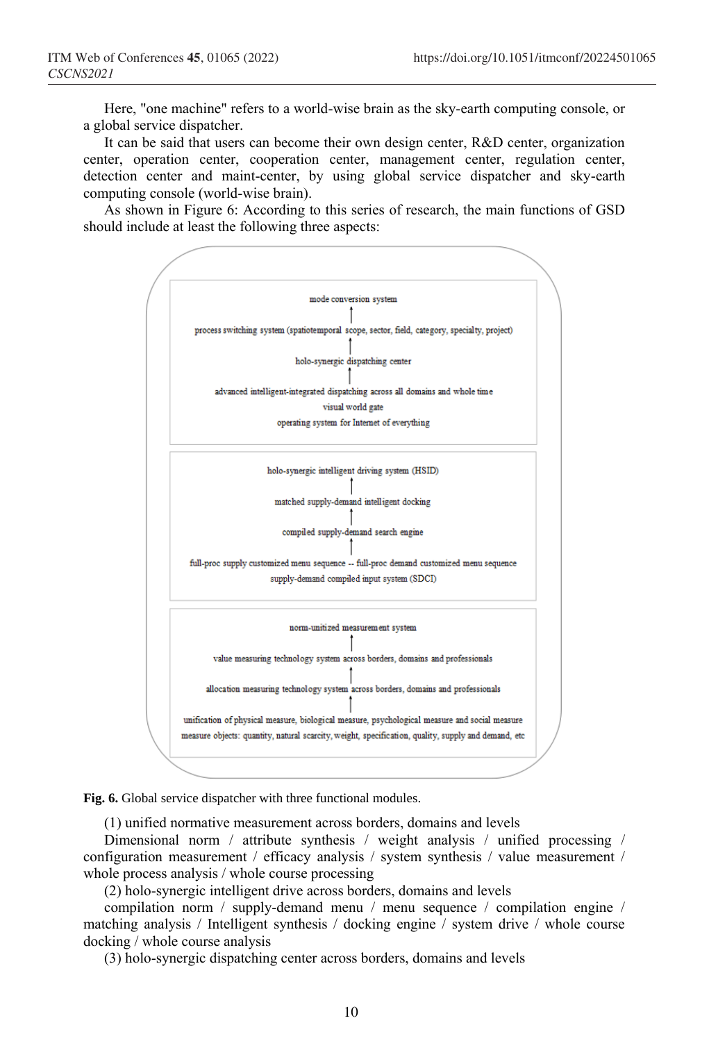Here, "one machine" refers to a world-wise brain as the sky-earth computing console, or a global service dispatcher.

It can be said that users can become their own design center, R&D center, organization center, operation center, cooperation center, management center, regulation center, detection center and maint-center, by using global service dispatcher and sky-earth computing console (world-wise brain).

As shown in Figure 6: According to this series of research, the main functions of GSD should include at least the following three aspects:

mode conversion system
↑
process switching system (spatiotemporal scope, sector, field, category, specialty, project)
↑
holo-synergic dispatching center
↑
advanced intelligent-integrated dispatching across all domains and whole time
visual world gate
operating system for Internet of everything

holo-synergic intelligent driving system (HSID)
↑
matched supply-demand intelligent docking
↑
compiled supply-demand search engine
↑
full-proc supply customized menu sequence -- full-proc demand customized menu sequence
supply-demand compiled input system (SDCI)

norm-unitized measurement system
↑
value measuring technology system across borders, domains and professionals
↑
allocation measuring technology system across borders, domains and professionals
↑
unification of physical measure, biological measure, psychological measure and social measure
measure objects: quantity, natural scarcity, weight, specification, quality, supply and demand, etc

**Fig. 6.** Global service dispatcher with three functional modules.

(1) unified normative measurement across borders, domains and levels

Dimensional norm / attribute synthesis / weight analysis / unified processing / configuration measurement / efficacy analysis / system synthesis / value measurement / whole process analysis / whole course processing

(2) holo-synergic intelligent drive across borders, domains and levels

compilation norm / supply-demand menu / menu sequence / compilation engine / matching analysis / Intelligent synthesis / docking engine / system drive / whole course docking / whole course analysis

(3) holo-synergic dispatching center across borders, domains and levels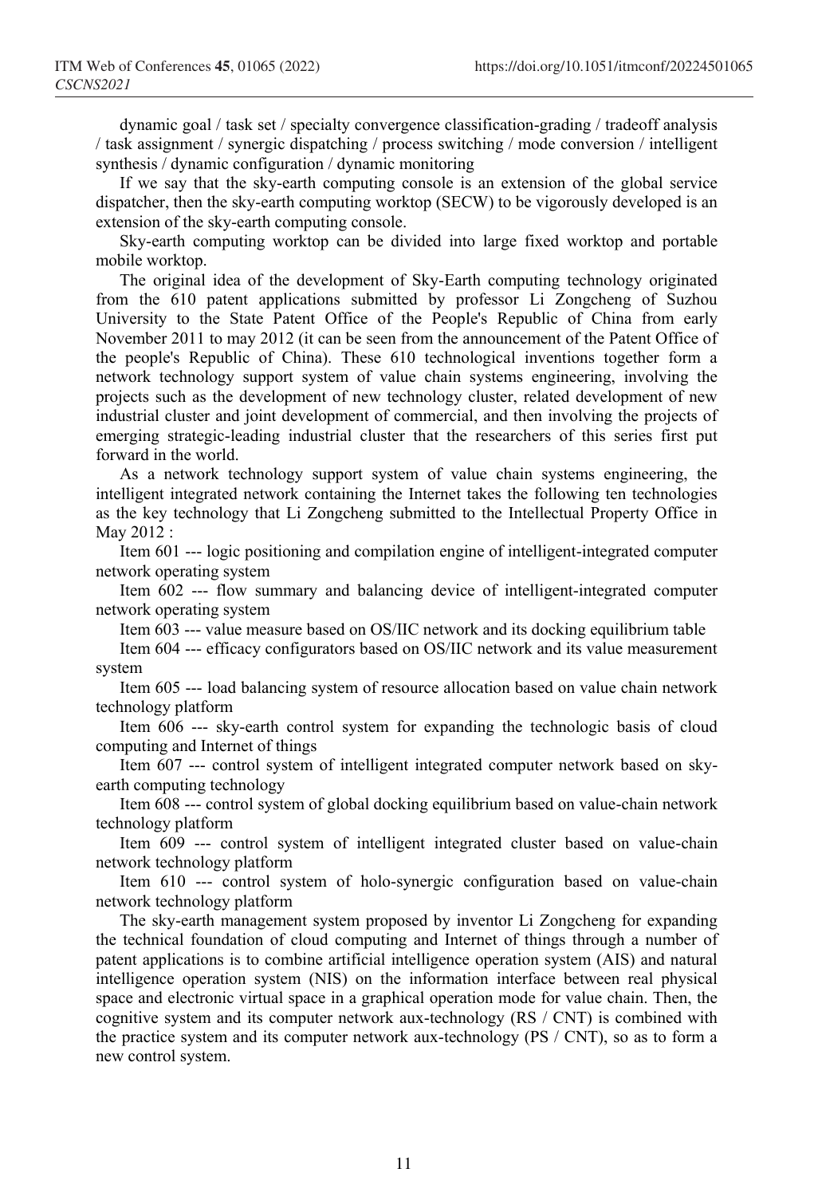dynamic goal / task set / specialty convergence classification-grading / tradeoff analysis / task assignment / synergic dispatching / process switching / mode conversion / intelligent synthesis / dynamic configuration / dynamic monitoring

If we say that the sky-earth computing console is an extension of the global service dispatcher, then the sky-earth computing worktop (SECW) to be vigorously developed is an extension of the sky-earth computing console.

Sky-earth computing worktop can be divided into large fixed worktop and portable mobile worktop.

The original idea of the development of Sky-Earth computing technology originated from the 610 patent applications submitted by professor Li Zongcheng of Suzhou University to the State Patent Office of the People's Republic of China from early November 2011 to may 2012 (it can be seen from the announcement of the Patent Office of the people's Republic of China). These 610 technological inventions together form a network technology support system of value chain systems engineering, involving the projects such as the development of new technology cluster, related development of new industrial cluster and joint development of commercial, and then involving the projects of emerging strategic-leading industrial cluster that the researchers of this series first put forward in the world.

As a network technology support system of value chain systems engineering, the intelligent integrated network containing the Internet takes the following ten technologies as the key technology that Li Zongcheng submitted to the Intellectual Property Office in May 2012 :

Item 601 --- logic positioning and compilation engine of intelligent-integrated computer network operating system

Item 602 --- flow summary and balancing device of intelligent-integrated computer network operating system

Item 603 --- value measure based on OS/IIC network and its docking equilibrium table

Item 604 --- efficacy configurators based on OS/IIC network and its value measurement system

Item 605 --- load balancing system of resource allocation based on value chain network technology platform

Item 606 --- sky-earth control system for expanding the technologic basis of cloud computing and Internet of things

Item 607 --- control system of intelligent integrated computer network based on sky-earth computing technology

Item 608 --- control system of global docking equilibrium based on value-chain network technology platform

Item 609 --- control system of intelligent integrated cluster based on value-chain network technology platform

Item 610 --- control system of holo-synergic configuration based on value-chain network technology platform

The sky-earth management system proposed by inventor Li Zongcheng for expanding the technical foundation of cloud computing and Internet of things through a number of patent applications is to combine artificial intelligence operation system (AIS) and natural intelligence operation system (NIS) on the information interface between real physical space and electronic virtual space in a graphical operation mode for value chain. Then, the cognitive system and its computer network aux-technology (RS / CNT) is combined with the practice system and its computer network aux-technology (PS / CNT), so as to form a new control system.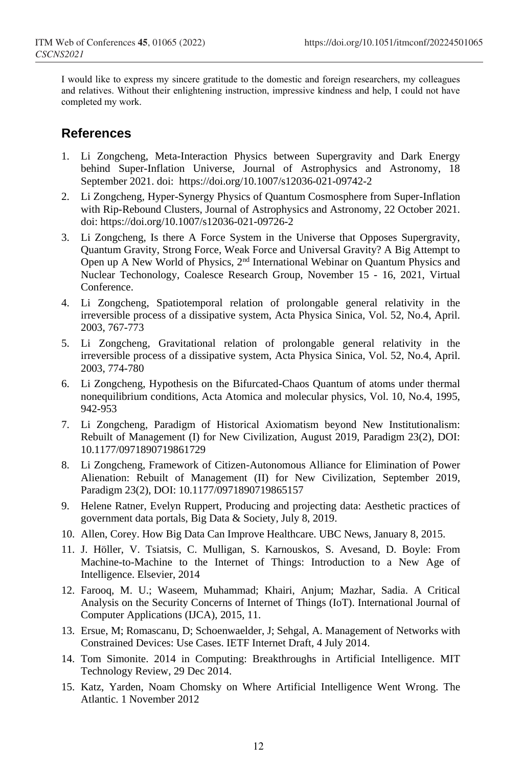I would like to express my sincere gratitude to the domestic and foreign researchers, my colleagues and relatives. Without their enlightening instruction, impressive kindness and help, I could not have completed my work.

## References

1. Li Zongcheng, Meta-Interaction Physics between Supergravity and Dark Energy behind Super-Inflation Universe, Journal of Astrophysics and Astronomy, 18 September 2021. doi: https://doi.org/10.1007/s12036-021-09742-2
2. Li Zongcheng, Hyper-Synergy Physics of Quantum Cosmosphere from Super-Inflation with Rip-Rebound Clusters, Journal of Astrophysics and Astronomy, 22 October 2021. doi: https://doi.org/10.1007/s12036-021-09726-2
3. Li Zongcheng, Is there A Force System in the Universe that Opposes Supergravity, Quantum Gravity, Strong Force, Weak Force and Universal Gravity? A Big Attempt to Open up A New World of Physics, 2nd International Webinar on Quantum Physics and Nuclear Techonology, Coalesce Research Group, November 15 - 16, 2021, Virtual Conference.
4. Li Zongcheng, Spatiotemporal relation of prolongable general relativity in the irreversible process of a dissipative system, Acta Physica Sinica, Vol. 52, No.4, April. 2003, 767-773
5. Li Zongcheng, Gravitational relation of prolongable general relativity in the irreversible process of a dissipative system, Acta Physica Sinica, Vol. 52, No.4, April. 2003, 774-780
6. Li Zongcheng, Hypothesis on the Bifurcated-Chaos Quantum of atoms under thermal nonequilibrium conditions, Acta Atomica and molecular physics, Vol. 10, No.4, 1995, 942-953
7. Li Zongcheng, Paradigm of Historical Axiomatism beyond New Institutionalism: Rebuilt of Management (I) for New Civilization, August 2019, Paradigm 23(2), DOI: 10.1177/0971890719861729
8. Li Zongcheng, Framework of Citizen-Autonomous Alliance for Elimination of Power Alienation: Rebuilt of Management (II) for New Civilization, September 2019, Paradigm 23(2), DOI: 10.1177/0971890719865157
9. Helene Ratner, Evelyn Ruppert, Producing and projecting data: Aesthetic practices of government data portals, Big Data & Society, July 8, 2019.
10. Allen, Corey. How Big Data Can Improve Healthcare. UBC News, January 8, 2015.
11. J. Höller, V. Tsiatsis, C. Mulligan, S. Karnouskos, S. Avesand, D. Boyle: From Machine-to-Machine to the Internet of Things: Introduction to a New Age of Intelligence. Elsevier, 2014
12. Farooq, M. U.; Waseem, Muhammad; Khairi, Anjum; Mazhar, Sadia. A Critical Analysis on the Security Concerns of Internet of Things (IoT). International Journal of Computer Applications (IJCA), 2015, 11.
13. Ersue, M; Romascanu, D; Schoenwaelder, J; Sehgal, A. Management of Networks with Constrained Devices: Use Cases. IETF Internet Draft, 4 July 2014.
14. Tom Simonite. 2014 in Computing: Breakthroughs in Artificial Intelligence. MIT Technology Review, 29 Dec 2014.
15. Katz, Yarden, Noam Chomsky on Where Artificial Intelligence Went Wrong. The Atlantic. 1 November 2012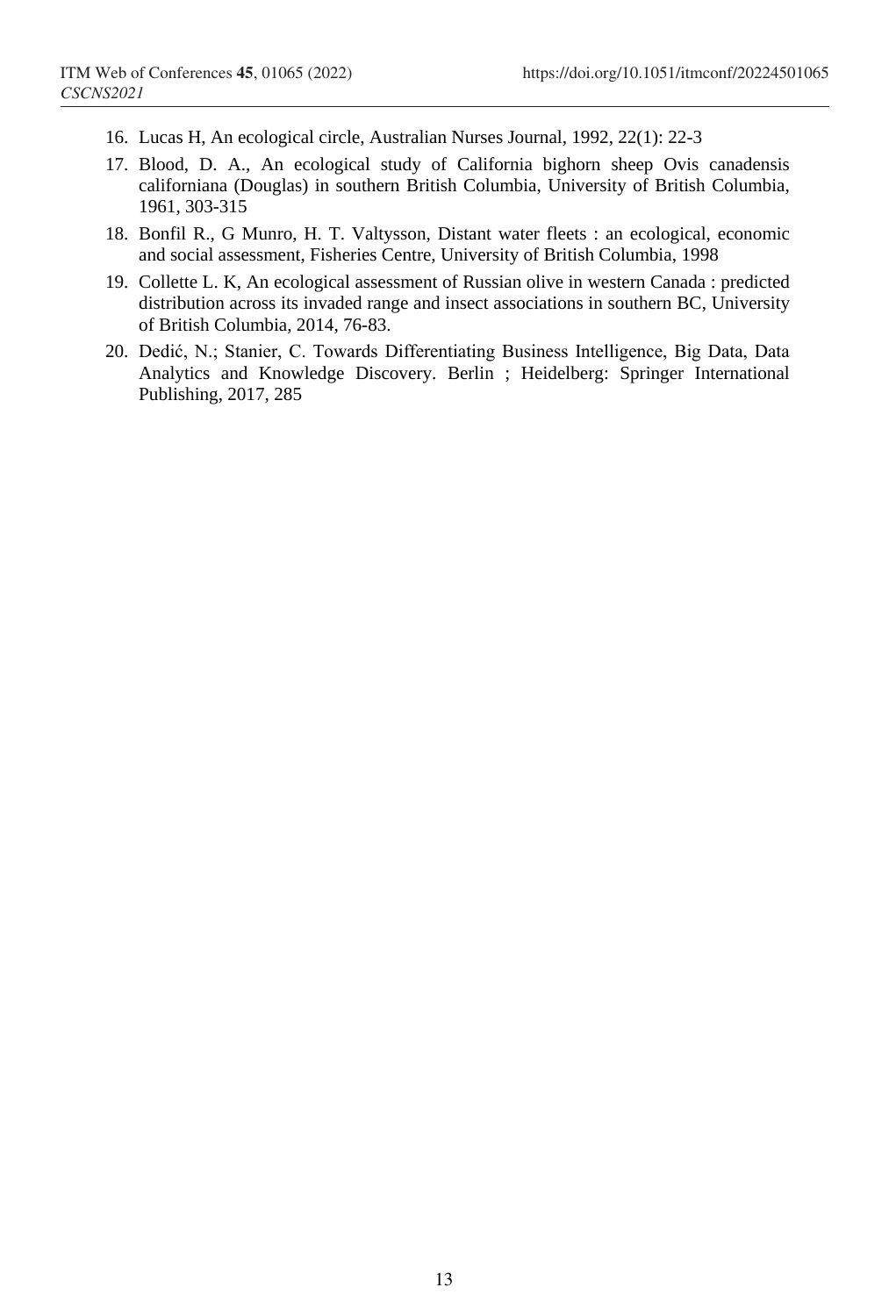16. Lucas H, An ecological circle, Australian Nurses Journal, 1992, 22(1): 22-3
17. Blood, D. A., An ecological study of California bighorn sheep Ovis canadensis californiana (Douglas) in southern British Columbia, University of British Columbia, 1961, 303-315
18. Bonfil R., G Munro, H. T. Valtysson, Distant water fleets : an ecological, economic and social assessment, Fisheries Centre, University of British Columbia, 1998
19. Collette L. K, An ecological assessment of Russian olive in western Canada : predicted distribution across its invaded range and insect associations in southern BC, University of British Columbia, 2014, 76-83.
20. Dedić, N.; Stanier, C. Towards Differentiating Business Intelligence, Big Data, Data Analytics and Knowledge Discovery. Berlin ; Heidelberg: Springer International Publishing, 2017, 285